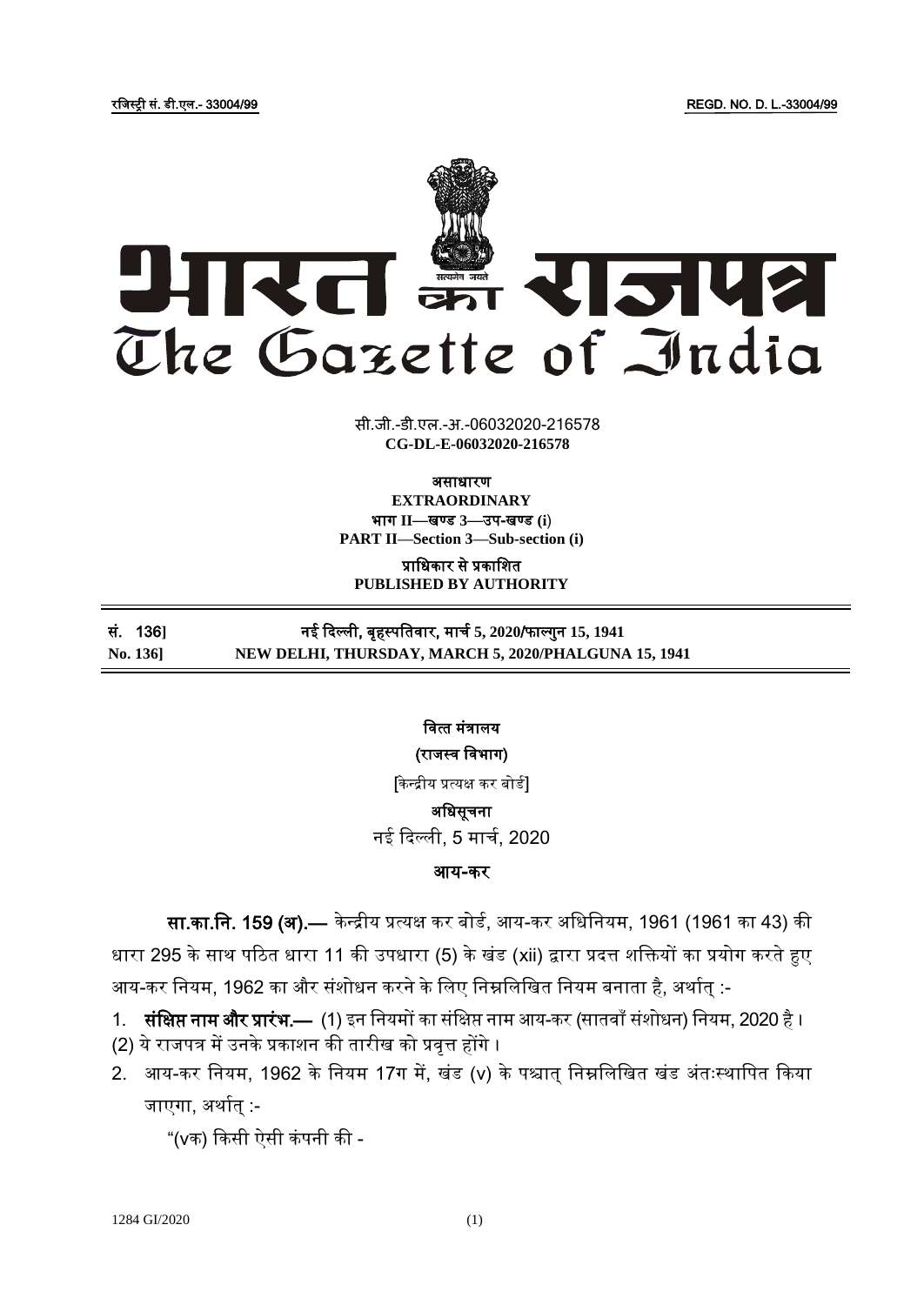रजिस्ट्री सं. डी.एल.- 33004/99 REGD. NO. D. L.-33004/99

# भारत का राजपत्र
# The Gazette of India

सी.जी.-डी.एल.-अ.-06032020-216578
**CG-DL-E-06032020-216578**

**असाधारण**
**EXTRAORDINARY**
**भाग II—खण्ड 3—उप-खण्ड (i)**
**PART II—Section 3—Sub-section (i)**

**प्राधिकार से प्रकाशित**
**PUBLISHED BY AUTHORITY**

| सं. 136] | नई दिल्ली, बृहस्पतिवार, मार्च 5, 2020/फाल्गुन 15, 1941 |
|---|---|
| No. 136] | NEW DELHI, THURSDAY, MARCH 5, 2020/PHALGUNA 15, 1941 |

**वित्त मंत्रालय**

**(राजस्व विभाग)**

[केन्द्रीय प्रत्यक्ष कर बोर्ड]

**अधिसूचना**

नई दिल्ली, 5 मार्च, 2020

**आय-कर**

**सा.का.नि. 159 (अ).—** केन्द्रीय प्रत्यक्ष कर बोर्ड, आय-कर अधिनियम, 1961 (1961 का 43) की धारा 295 के साथ पठित धारा 11 की उपधारा (5) के खंड (xii) द्वारा प्रदत्त शक्तियों का प्रयोग करते हुए आय-कर नियम, 1962 का और संशोधन करने के लिए निम्नलिखित नियम बनाता है, अर्थात् :-

1. **संक्षिप्त नाम और प्रारंभ.—** (1) इन नियमों का संक्षिप्त नाम आय-कर (सातवाँ संशोधन) नियम, 2020 है ।
(2) ये राजपत्र में उनके प्रकाशन की तारीख को प्रवृत्त होंगे ।
2. आय-कर नियम, 1962 के नियम 17ग में, खंड (v) के पश्चात् निम्नलिखित खंड अंतःस्थापित किया जाएगा, अर्थात् :-

   "(vक) किसी ऐसी कंपनी की -

1284 GI/2020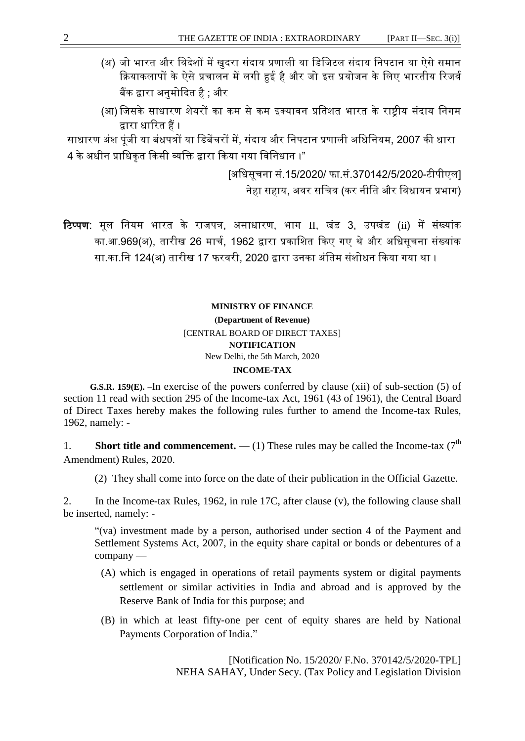(अ) जो भारत और विदेशों में खुदरा संदाय प्रणाली या डिजिटल संदाय निपटान या ऐसे समान क्रियाकलापों के ऐसे प्रचालन में लगी हुई है और जो इस प्रयोजन के लिए भारतीय रिजर्व बैंक द्वारा अनुमोदित है ; और

(आ) जिसके साधारण शेयरों का कम से कम इक्यावन प्रतिशत भारत के राष्ट्रीय संदाय निगम द्वारा धारित हैं ।

साधारण अंश पूंजी या बंधपत्रों या डिबेंचरों में, संदाय और निपटान प्रणाली अधिनियम, 2007 की धारा 4 के अधीन प्राधिकृत किसी व्यक्ति द्वारा किया गया विनिधान ।"

[अधिसूचना सं.15/2020/ फा.सं.370142/5/2020-टीपीएल]
नेहा सहाय, अवर सचिव (कर नीति और विधायन प्रभाग)

**टिप्पण**: मूल नियम भारत के राजपत्र, असाधारण, भाग II, खंड 3, उपखंड (ii) में संख्यांक का.आ.969(अ), तारीख 26 मार्च, 1962 द्वारा प्रकाशित किए गए थे और अधिसूचना संख्यांक सा.का.नि 124(अ) तारीख 17 फरवरी, 2020 द्वारा उनका अंतिम संशोधन किया गया था ।

**MINISTRY OF FINANCE**

**(Department of Revenue)**

[CENTRAL BOARD OF DIRECT TAXES]

**NOTIFICATION**

New Delhi, the 5th March, 2020

**INCOME-TAX**

**G.S.R. 159(E).** –In exercise of the powers conferred by clause (xii) of sub-section (5) of section 11 read with section 295 of the Income-tax Act, 1961 (43 of 1961), the Central Board of Direct Taxes hereby makes the following rules further to amend the Income-tax Rules, 1962, namely: -

1. **Short title and commencement. —** (1) These rules may be called the Income-tax (7th Amendment) Rules, 2020.

   (2) They shall come into force on the date of their publication in the Official Gazette.

2. In the Income-tax Rules, 1962, in rule 17C, after clause (v), the following clause shall be inserted, namely: -

   "(va) investment made by a person, authorised under section 4 of the Payment and Settlement Systems Act, 2007, in the equity share capital or bonds or debentures of a company —

   (A) which is engaged in operations of retail payments system or digital payments settlement or similar activities in India and abroad and is approved by the Reserve Bank of India for this purpose; and

   (B) in which at least fifty-one per cent of equity shares are held by National Payments Corporation of India."

[Notification No. 15/2020/ F.No. 370142/5/2020-TPL]
NEHA SAHAY, Under Secy. (Tax Policy and Legislation Division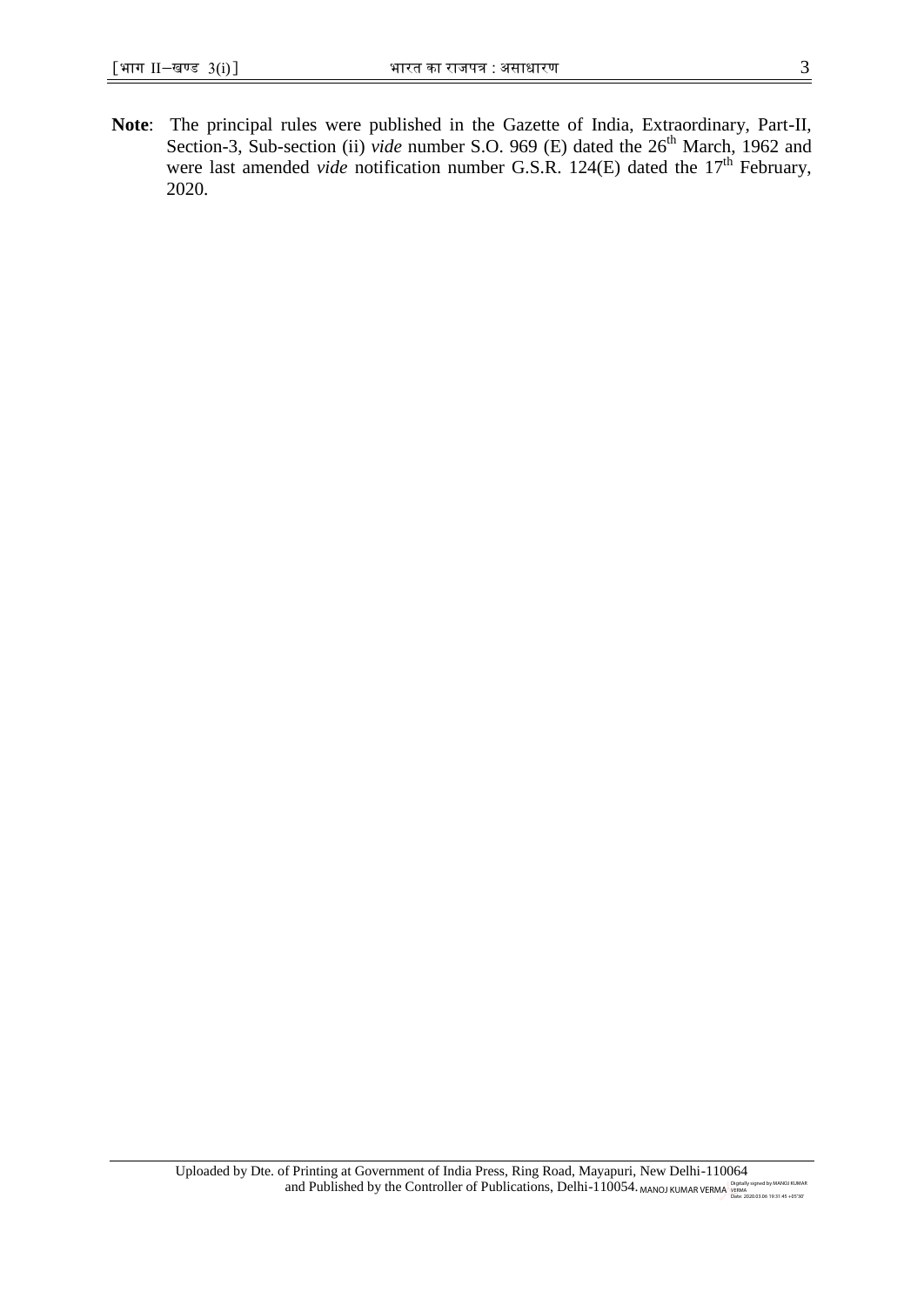**Note**: The principal rules were published in the Gazette of India, Extraordinary, Part-II, Section-3, Sub-section (ii) *vide* number S.O. 969 (E) dated the 26th March, 1962 and were last amended *vide* notification number G.S.R. 124(E) dated the 17th February, 2020.

Uploaded by Dte. of Printing at Government of India Press, Ring Road, Mayapuri, New Delhi-110064 and Published by the Controller of Publications, Delhi-110054.